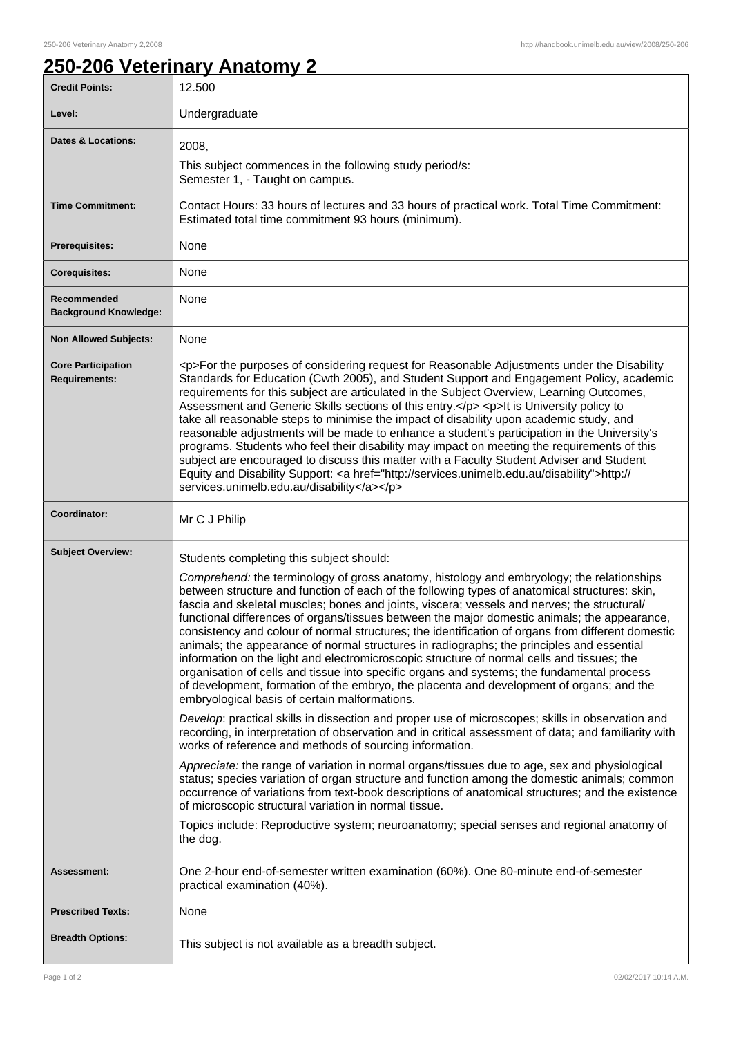# 250-206 Veterinary Anatomy 2

| | |
|---|---|
| **Credit Points:** | 12.500 |
| **Level:** | Undergraduate |
| **Dates & Locations:** | 2008,<br>This subject commences in the following study period/s:<br>Semester 1, - Taught on campus. |
| **Time Commitment:** | Contact Hours: 33 hours of lectures and 33 hours of practical work. Total Time Commitment: Estimated total time commitment 93 hours (minimum). |
| **Prerequisites:** | None |
| **Corequisites:** | None |
| **Recommended Background Knowledge:** | None |
| **Non Allowed Subjects:** | None |
| **Core Participation Requirements:** | <p>For the purposes of considering request for Reasonable Adjustments under the Disability Standards for Education (Cwth 2005), and Student Support and Engagement Policy, academic requirements for this subject are articulated in the Subject Overview, Learning Outcomes, Assessment and Generic Skills sections of this entry.</p> <p>It is University policy to take all reasonable steps to minimise the impact of disability upon academic study, and reasonable adjustments will be made to enhance a student's participation in the University's programs. Students who feel their disability may impact on meeting the requirements of this subject are encouraged to discuss this matter with a Faculty Student Adviser and Student Equity and Disability Support: <a href="http://services.unimelb.edu.au/disability">http://services.unimelb.edu.au/disability</a></p> |
| **Coordinator:** | Mr C J Philip |
| **Subject Overview:** | Students completing this subject should:<br>*Comprehend:* the terminology of gross anatomy, histology and embryology; the relationships between structure and function of each of the following types of anatomical structures: skin, fascia and skeletal muscles; bones and joints, viscera; vessels and nerves; the structural/functional differences of organs/tissues between the major domestic animals; the appearance, consistency and colour of normal structures; the identification of organs from different domestic animals; the appearance of normal structures in radiographs; the principles and essential information on the light and electromicroscopic structure of normal cells and tissues; the organisation of cells and tissue into specific organs and systems; the fundamental process of development, formation of the embryo, the placenta and development of organs; and the embryological basis of certain malformations.<br>*Develop*: practical skills in dissection and proper use of microscopes; skills in observation and recording, in interpretation of observation and in critical assessment of data; and familiarity with works of reference and methods of sourcing information.<br>*Appreciate:* the range of variation in normal organs/tissues due to age, sex and physiological status; species variation of organ structure and function among the domestic animals; common occurrence of variations from text-book descriptions of anatomical structures; and the existence of microscopic structural variation in normal tissue.<br>Topics include: Reproductive system; neuroanatomy; special senses and regional anatomy of the dog. |
| **Assessment:** | One 2-hour end-of-semester written examination (60%). One 80-minute end-of-semester practical examination (40%). |
| **Prescribed Texts:** | None |
| **Breadth Options:** | This subject is not available as a breadth subject. |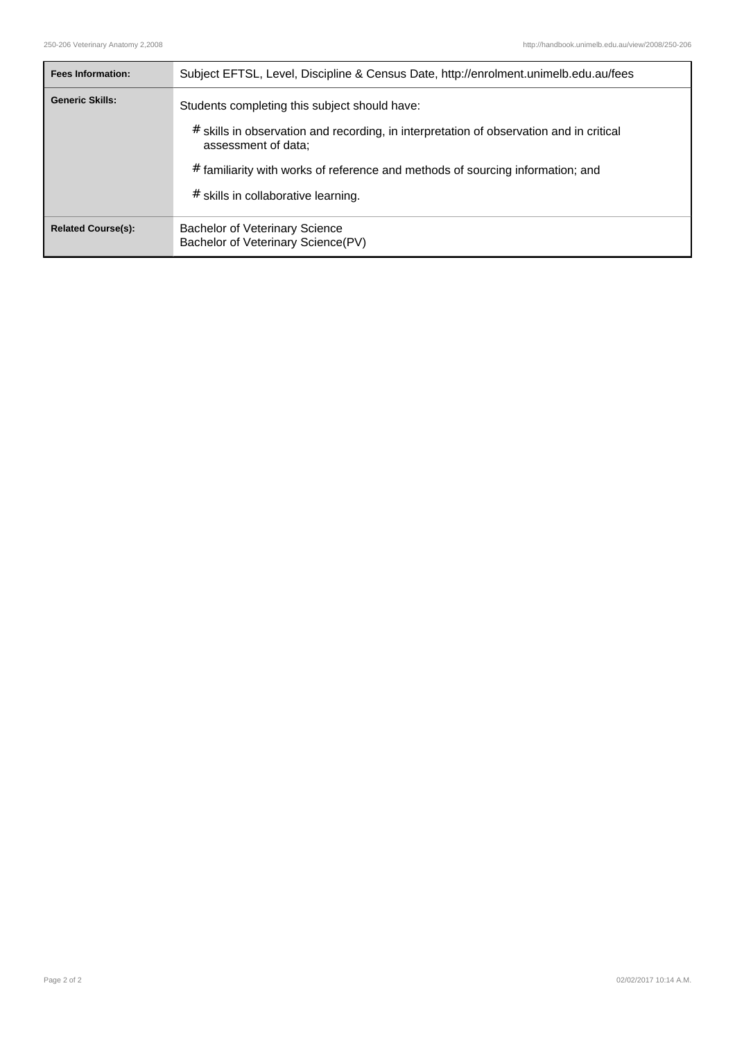| | |
|---|---|
| **Fees Information:** | Subject EFTSL, Level, Discipline & Census Date, http://enrolment.unimelb.edu.au/fees |
| **Generic Skills:** | Students completing this subject should have:<br># skills in observation and recording, in interpretation of observation and in critical assessment of data;<br># familiarity with works of reference and methods of sourcing information; and<br># skills in collaborative learning. |
| **Related Course(s):** | Bachelor of Veterinary Science<br>Bachelor of Veterinary Science(PV) |